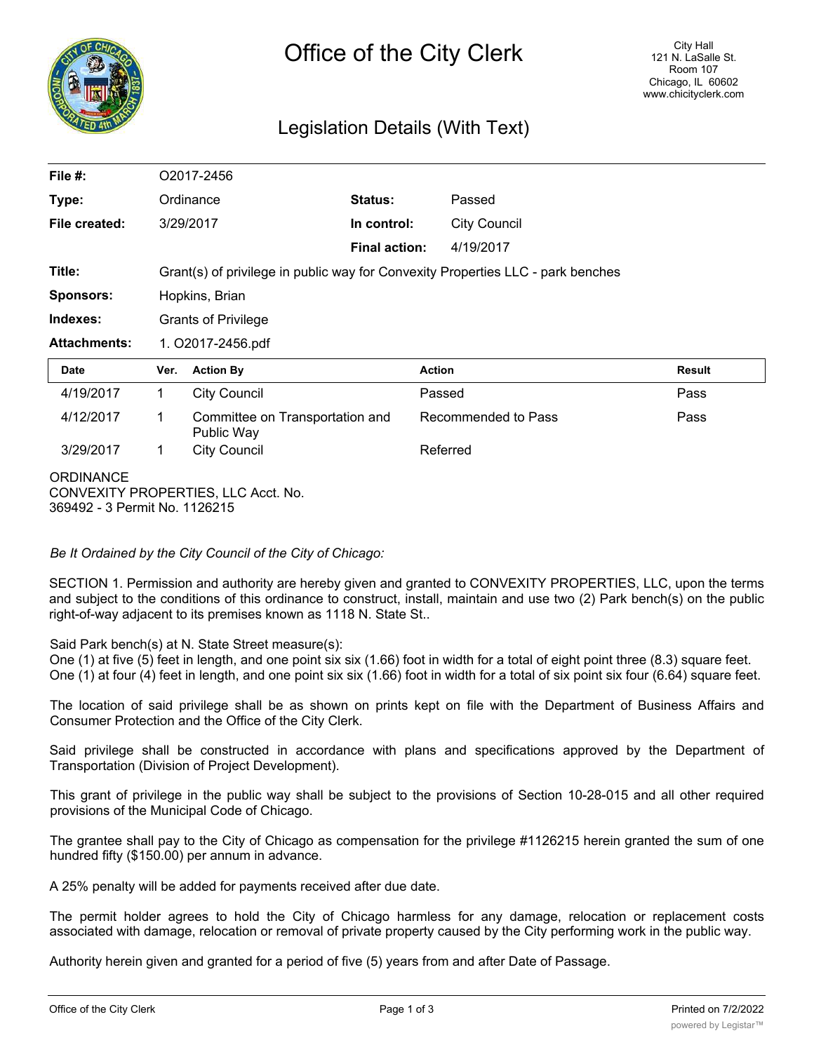# Office of the City Clerk

City Hall
121 N. LaSalle St.
Room 107
Chicago, IL 60602
www.chicityclerk.com

## Legislation Details (With Text)

| | | | |
|---|---|---|---|
| **File #:** | O2017-2456 | | |
| **Type:** | Ordinance | **Status:** | Passed |
| **File created:** | 3/29/2017 | **In control:** | City Council |
| | | **Final action:** | 4/19/2017 |
| **Title:** | Grant(s) of privilege in public way for Convexity Properties LLC - park benches | | |
| **Sponsors:** | Hopkins, Brian | | |
| **Indexes:** | Grants of Privilege | | |
| **Attachments:** | 1. O2017-2456.pdf | | |

| Date | Ver. | Action By | Action | Result |
|---|---|---|---|---|
| 4/19/2017 | 1 | City Council | Passed | Pass |
| 4/12/2017 | 1 | Committee on Transportation and Public Way | Recommended to Pass | Pass |
| 3/29/2017 | 1 | City Council | Referred | |

ORDINANCE
CONVEXITY PROPERTIES, LLC Acct. No. 369492 - 3 Permit No. 1126215

*Be It Ordained by the City Council of the City of Chicago:*

SECTION 1. Permission and authority are hereby given and granted to CONVEXITY PROPERTIES, LLC, upon the terms and subject to the conditions of this ordinance to construct, install, maintain and use two (2) Park bench(s) on the public right-of-way adjacent to its premises known as 1118 N. State St..

Said Park bench(s) at N. State Street measure(s):
One (1) at five (5) feet in length, and one point six six (1.66) foot in width for a total of eight point three (8.3) square feet.
One (1) at four (4) feet in length, and one point six six (1.66) foot in width for a total of six point six four (6.64) square feet.

The location of said privilege shall be as shown on prints kept on file with the Department of Business Affairs and Consumer Protection and the Office of the City Clerk.

Said privilege shall be constructed in accordance with plans and specifications approved by the Department of Transportation (Division of Project Development).

This grant of privilege in the public way shall be subject to the provisions of Section 10-28-015 and all other required provisions of the Municipal Code of Chicago.

The grantee shall pay to the City of Chicago as compensation for the privilege #1126215 herein granted the sum of one hundred fifty ($150.00) per annum in advance.

A 25% penalty will be added for payments received after due date.

The permit holder agrees to hold the City of Chicago harmless for any damage, relocation or replacement costs associated with damage, relocation or removal of private property caused by the City performing work in the public way.

Authority herein given and granted for a period of five (5) years from and after Date of Passage.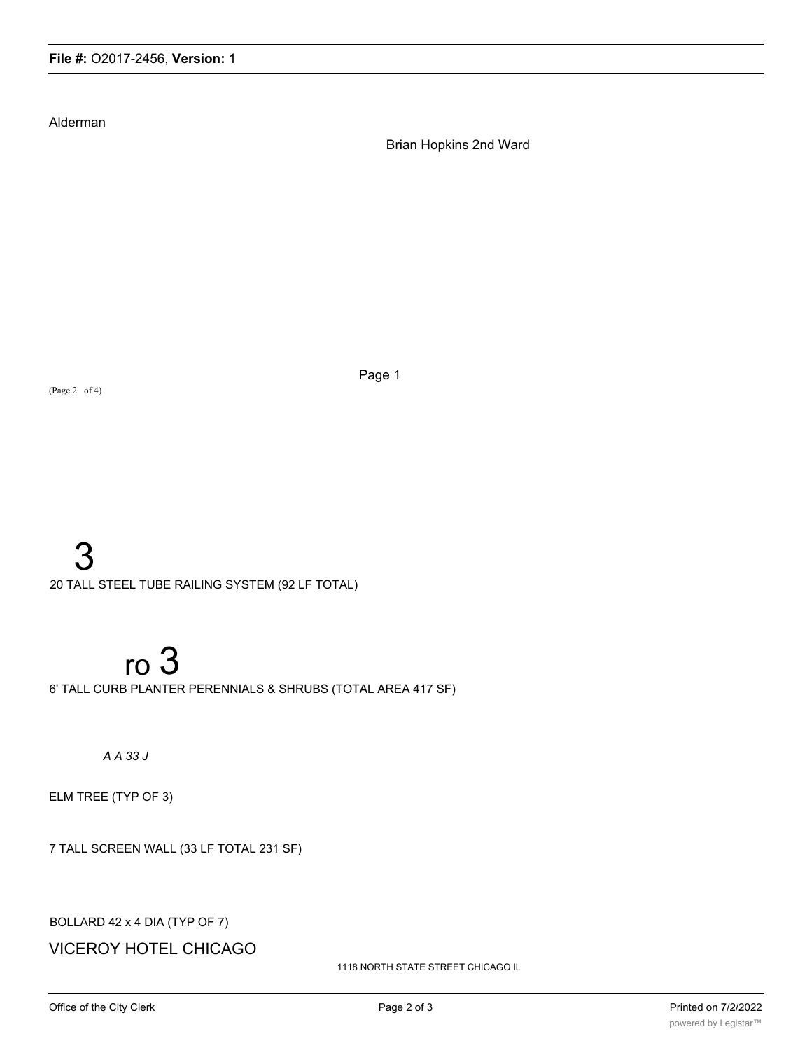Alderman

Brian Hopkins 2nd Ward

Page 1

(Page 2 of 4)

3

20 TALL STEEL TUBE RAILING SYSTEM (92 LF TOTAL)

ro 3

6' TALL CURB PLANTER PERENNIALS & SHRUBS (TOTAL AREA 417 SF)

*A A 33 J*

ELM TREE (TYP OF 3)

7 TALL SCREEN WALL (33 LF TOTAL 231 SF)

BOLLARD 42 x 4 DIA (TYP OF 7)

VICEROY HOTEL CHICAGO

1118 NORTH STATE STREET CHICAGO IL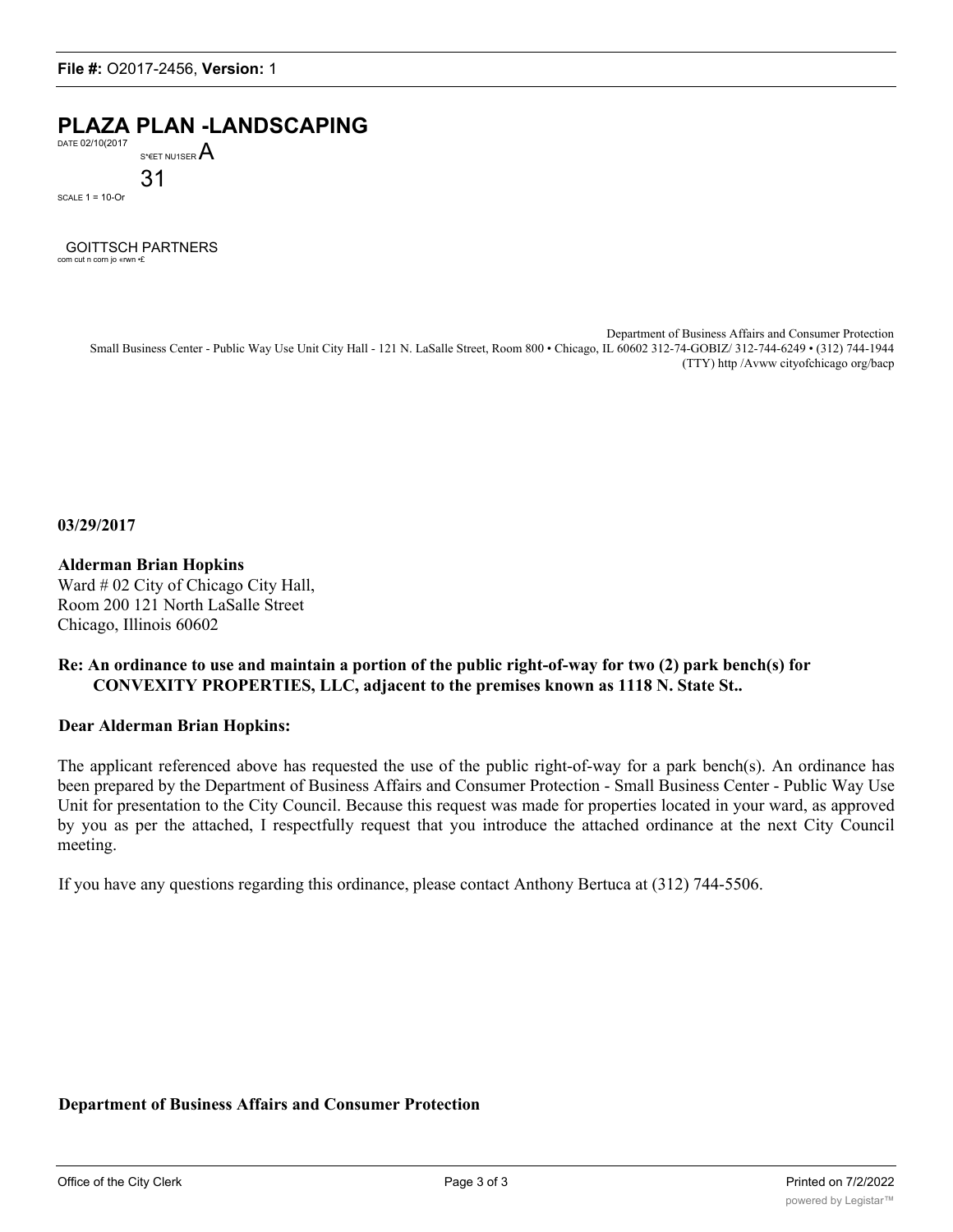# PLAZA PLAN -LANDSCAPING

DATE 02/10(2017

S*€ET NU1SER A

31

SCALE 1 = 10-Or

GOITTSCH PARTNERS

com cut n corn jo «rwn •£

Department of Business Affairs and Consumer Protection
Small Business Center - Public Way Use Unit City Hall - 121 N. LaSalle Street, Room 800 • Chicago, IL 60602 312-74-GOBIZ/ 312-744-6249 • (312) 744-1944 (TTY) http /Avww cityofchicago org/bacp

**03/29/2017**

**Alderman Brian Hopkins**
Ward # 02 City of Chicago City Hall,
Room 200 121 North LaSalle Street
Chicago, Illinois 60602

**Re: An ordinance to use and maintain a portion of the public right-of-way for two (2) park bench(s) for CONVEXITY PROPERTIES, LLC, adjacent to the premises known as 1118 N. State St..**

**Dear Alderman Brian Hopkins:**

The applicant referenced above has requested the use of the public right-of-way for a park bench(s). An ordinance has been prepared by the Department of Business Affairs and Consumer Protection - Small Business Center - Public Way Use Unit for presentation to the City Council. Because this request was made for properties located in your ward, as approved by you as per the attached, I respectfully request that you introduce the attached ordinance at the next City Council meeting.

If you have any questions regarding this ordinance, please contact Anthony Bertuca at (312) 744-5506.

**Department of Business Affairs and Consumer Protection**